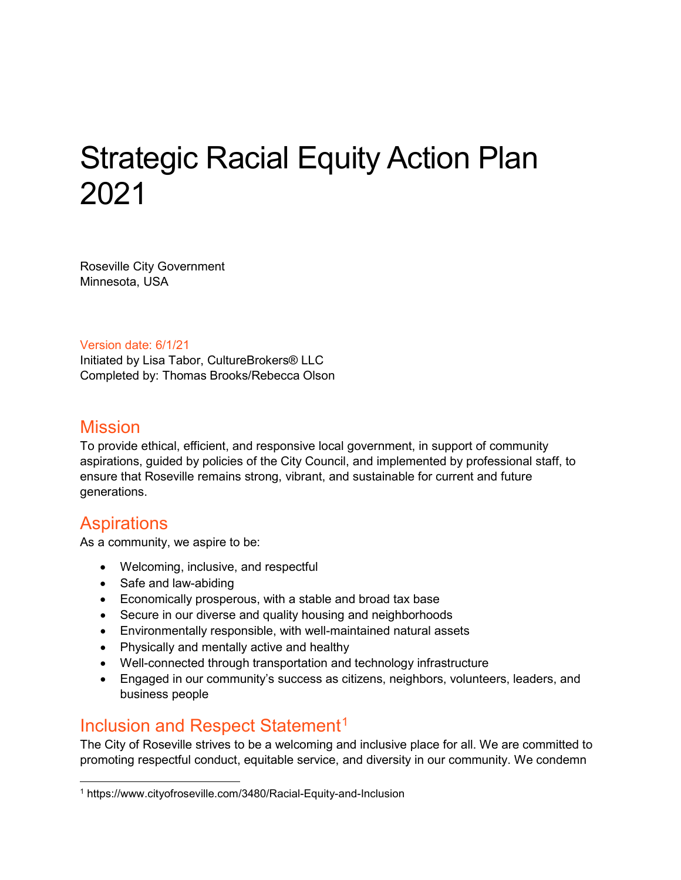# Strategic Racial Equity Action Plan 2021

Roseville City Government
Minnesota, USA

Version date: 6/1/21
Initiated by Lisa Tabor, CultureBrokers® LLC
Completed by: Thomas Brooks/Rebecca Olson

## Mission

To provide ethical, efficient, and responsive local government, in support of community aspirations, guided by policies of the City Council, and implemented by professional staff, to ensure that Roseville remains strong, vibrant, and sustainable for current and future generations.

## Aspirations

As a community, we aspire to be:

- Welcoming, inclusive, and respectful
- Safe and law-abiding
- Economically prosperous, with a stable and broad tax base
- Secure in our diverse and quality housing and neighborhoods
- Environmentally responsible, with well-maintained natural assets
- Physically and mentally active and healthy
- Well-connected through transportation and technology infrastructure
- Engaged in our community's success as citizens, neighbors, volunteers, leaders, and business people

## Inclusion and Respect Statement[1]

The City of Roseville strives to be a welcoming and inclusive place for all. We are committed to promoting respectful conduct, equitable service, and diversity in our community. We condemn

[1] https://www.cityofroseville.com/3480/Racial-Equity-and-Inclusion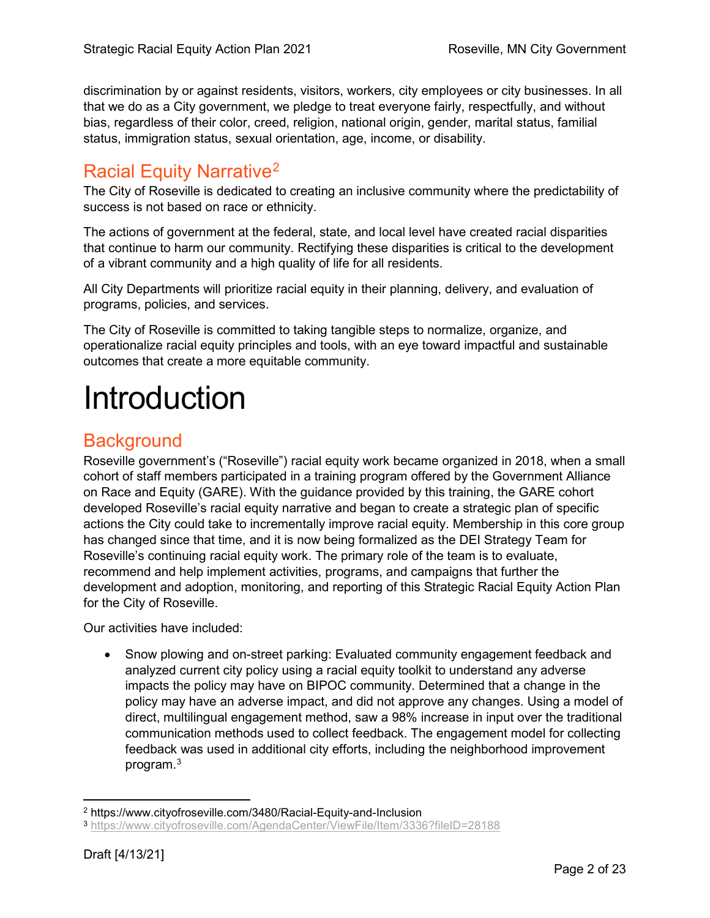discrimination by or against residents, visitors, workers, city employees or city businesses. In all that we do as a City government, we pledge to treat everyone fairly, respectfully, and without bias, regardless of their color, creed, religion, national origin, gender, marital status, familial status, immigration status, sexual orientation, age, income, or disability.

## Racial Equity Narrative[2]

The City of Roseville is dedicated to creating an inclusive community where the predictability of success is not based on race or ethnicity.

The actions of government at the federal, state, and local level have created racial disparities that continue to harm our community. Rectifying these disparities is critical to the development of a vibrant community and a high quality of life for all residents.

All City Departments will prioritize racial equity in their planning, delivery, and evaluation of programs, policies, and services.

The City of Roseville is committed to taking tangible steps to normalize, organize, and operationalize racial equity principles and tools, with an eye toward impactful and sustainable outcomes that create a more equitable community.

# Introduction

## Background

Roseville government's ("Roseville") racial equity work became organized in 2018, when a small cohort of staff members participated in a training program offered by the Government Alliance on Race and Equity (GARE). With the guidance provided by this training, the GARE cohort developed Roseville's racial equity narrative and began to create a strategic plan of specific actions the City could take to incrementally improve racial equity. Membership in this core group has changed since that time, and it is now being formalized as the DEI Strategy Team for Roseville's continuing racial equity work. The primary role of the team is to evaluate, recommend and help implement activities, programs, and campaigns that further the development and adoption, monitoring, and reporting of this Strategic Racial Equity Action Plan for the City of Roseville.

Our activities have included:

- Snow plowing and on-street parking: Evaluated community engagement feedback and analyzed current city policy using a racial equity toolkit to understand any adverse impacts the policy may have on BIPOC community. Determined that a change in the policy may have an adverse impact, and did not approve any changes. Using a model of direct, multilingual engagement method, saw a 98% increase in input over the traditional communication methods used to collect feedback. The engagement model for collecting feedback was used in additional city efforts, including the neighborhood improvement program.[3]

---

[2] https://www.cityofroseville.com/3480/Racial-Equity-and-Inclusion

[3] https://www.cityofroseville.com/AgendaCenter/ViewFile/Item/3336?fileID=28188

Draft [4/13/21]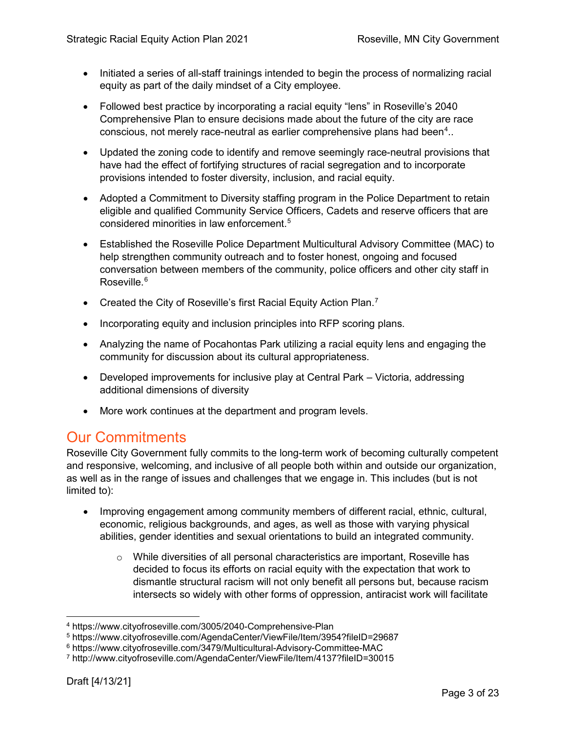- Initiated a series of all-staff trainings intended to begin the process of normalizing racial equity as part of the daily mindset of a City employee.
- Followed best practice by incorporating a racial equity "lens" in Roseville's 2040 Comprehensive Plan to ensure decisions made about the future of the city are race conscious, not merely race-neutral as earlier comprehensive plans had been[4]..
- Updated the zoning code to identify and remove seemingly race-neutral provisions that have had the effect of fortifying structures of racial segregation and to incorporate provisions intended to foster diversity, inclusion, and racial equity.
- Adopted a Commitment to Diversity staffing program in the Police Department to retain eligible and qualified Community Service Officers, Cadets and reserve officers that are considered minorities in law enforcement.[5]
- Established the Roseville Police Department Multicultural Advisory Committee (MAC) to help strengthen community outreach and to foster honest, ongoing and focused conversation between members of the community, police officers and other city staff in Roseville.[6]
- Created the City of Roseville's first Racial Equity Action Plan.[7]
- Incorporating equity and inclusion principles into RFP scoring plans.
- Analyzing the name of Pocahontas Park utilizing a racial equity lens and engaging the community for discussion about its cultural appropriateness.
- Developed improvements for inclusive play at Central Park – Victoria, addressing additional dimensions of diversity
- More work continues at the department and program levels.

## Our Commitments

Roseville City Government fully commits to the long-term work of becoming culturally competent and responsive, welcoming, and inclusive of all people both within and outside our organization, as well as in the range of issues and challenges that we engage in. This includes (but is not limited to):

- Improving engagement among community members of different racial, ethnic, cultural, economic, religious backgrounds, and ages, as well as those with varying physical abilities, gender identities and sexual orientations to build an integrated community.
    - While diversities of all personal characteristics are important, Roseville has decided to focus its efforts on racial equity with the expectation that work to dismantle structural racism will not only benefit all persons but, because racism intersects so widely with other forms of oppression, antiracist work will facilitate

---

[4] https://www.cityofroseville.com/3005/2040-Comprehensive-Plan

[5] https://www.cityofroseville.com/AgendaCenter/ViewFile/Item/3954?fileID=29687

[6] https://www.cityofroseville.com/3479/Multicultural-Advisory-Committee-MAC

[7] http://www.cityofroseville.com/AgendaCenter/ViewFile/Item/4137?fileID=30015

Draft [4/13/21]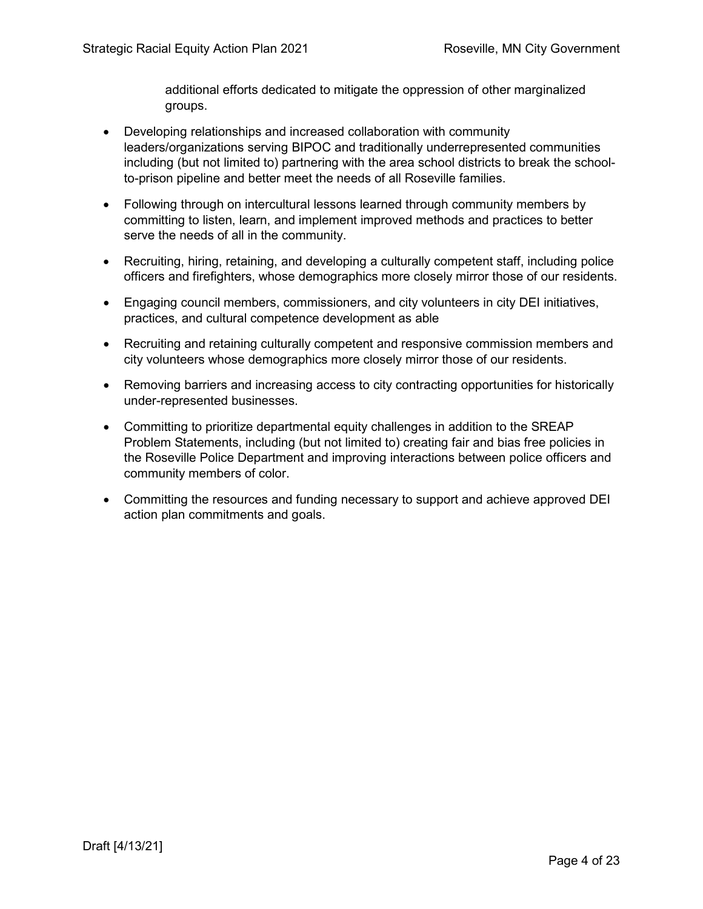additional efforts dedicated to mitigate the oppression of other marginalized groups.

- Developing relationships and increased collaboration with community leaders/organizations serving BIPOC and traditionally underrepresented communities including (but not limited to) partnering with the area school districts to break the school-to-prison pipeline and better meet the needs of all Roseville families.
- Following through on intercultural lessons learned through community members by committing to listen, learn, and implement improved methods and practices to better serve the needs of all in the community.
- Recruiting, hiring, retaining, and developing a culturally competent staff, including police officers and firefighters, whose demographics more closely mirror those of our residents.
- Engaging council members, commissioners, and city volunteers in city DEI initiatives, practices, and cultural competence development as able
- Recruiting and retaining culturally competent and responsive commission members and city volunteers whose demographics more closely mirror those of our residents.
- Removing barriers and increasing access to city contracting opportunities for historically under-represented businesses.
- Committing to prioritize departmental equity challenges in addition to the SREAP Problem Statements, including (but not limited to) creating fair and bias free policies in the Roseville Police Department and improving interactions between police officers and community members of color.
- Committing the resources and funding necessary to support and achieve approved DEI action plan commitments and goals.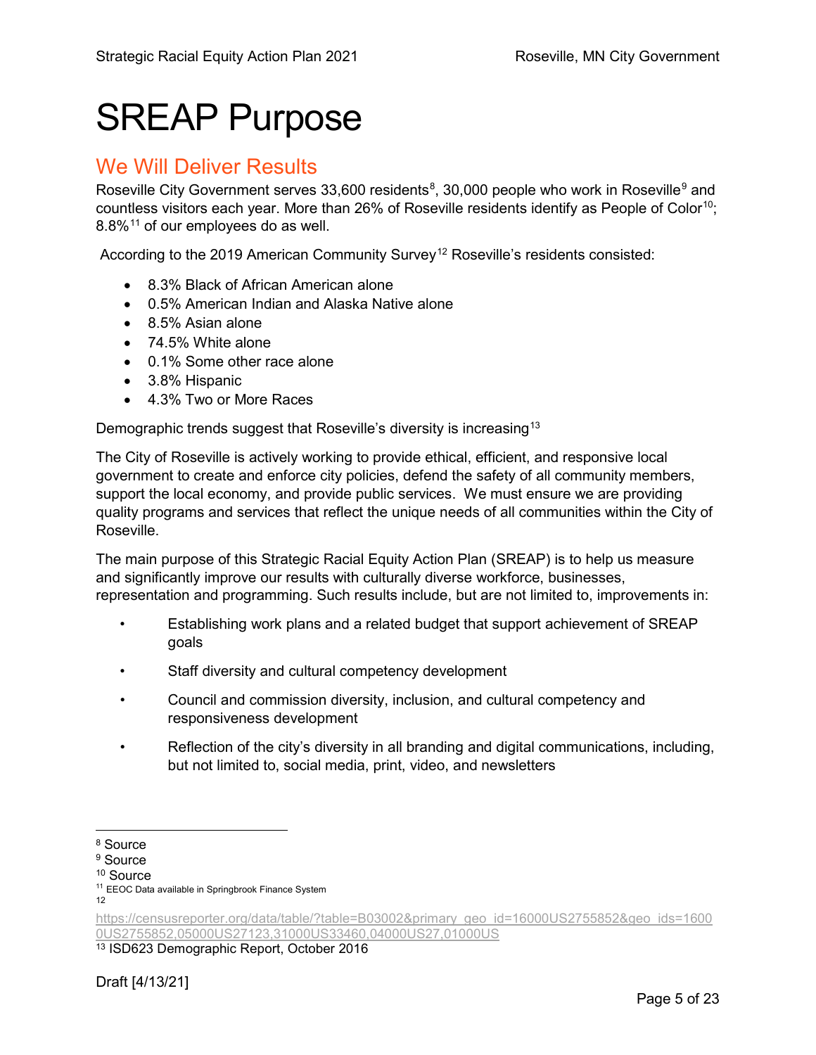# SREAP Purpose

## We Will Deliver Results

Roseville City Government serves 33,600 residents[8], 30,000 people who work in Roseville[9] and countless visitors each year. More than 26% of Roseville residents identify as People of Color[10]; 8.8%[11] of our employees do as well.

According to the 2019 American Community Survey[12] Roseville's residents consisted:

- 8.3% Black of African American alone
- 0.5% American Indian and Alaska Native alone
- 8.5% Asian alone
- 74.5% White alone
- 0.1% Some other race alone
- 3.8% Hispanic
- 4.3% Two or More Races

Demographic trends suggest that Roseville's diversity is increasing[13]

The City of Roseville is actively working to provide ethical, efficient, and responsive local government to create and enforce city policies, defend the safety of all community members, support the local economy, and provide public services. We must ensure we are providing quality programs and services that reflect the unique needs of all communities within the City of Roseville.

The main purpose of this Strategic Racial Equity Action Plan (SREAP) is to help us measure and significantly improve our results with culturally diverse workforce, businesses, representation and programming. Such results include, but are not limited to, improvements in:

- Establishing work plans and a related budget that support achievement of SREAP goals
- Staff diversity and cultural competency development
- Council and commission diversity, inclusion, and cultural competency and responsiveness development
- Reflection of the city's diversity in all branding and digital communications, including, but not limited to, social media, print, video, and newsletters

---

[8] Source
[9] Source
[10] Source
[11] EEOC Data available in Springbrook Finance System
[12] https://censusreporter.org/data/table/?table=B03002&primary_geo_id=16000US2755852&geo_ids=16000US2755852,05000US27123,31000US33460,04000US27,01000US
[13] ISD623 Demographic Report, October 2016

Draft [4/13/21]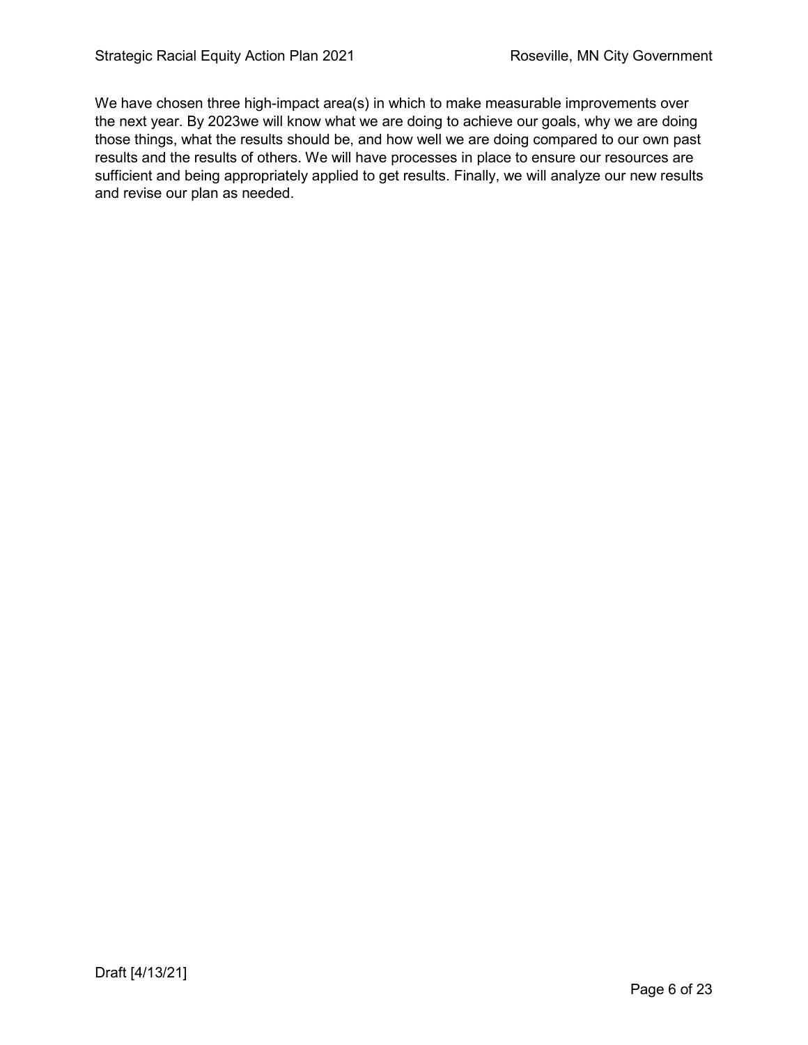We have chosen three high-impact area(s) in which to make measurable improvements over the next year. By 2023we will know what we are doing to achieve our goals, why we are doing those things, what the results should be, and how well we are doing compared to our own past results and the results of others. We will have processes in place to ensure our resources are sufficient and being appropriately applied to get results. Finally, we will analyze our new results and revise our plan as needed.

Draft [4/13/21]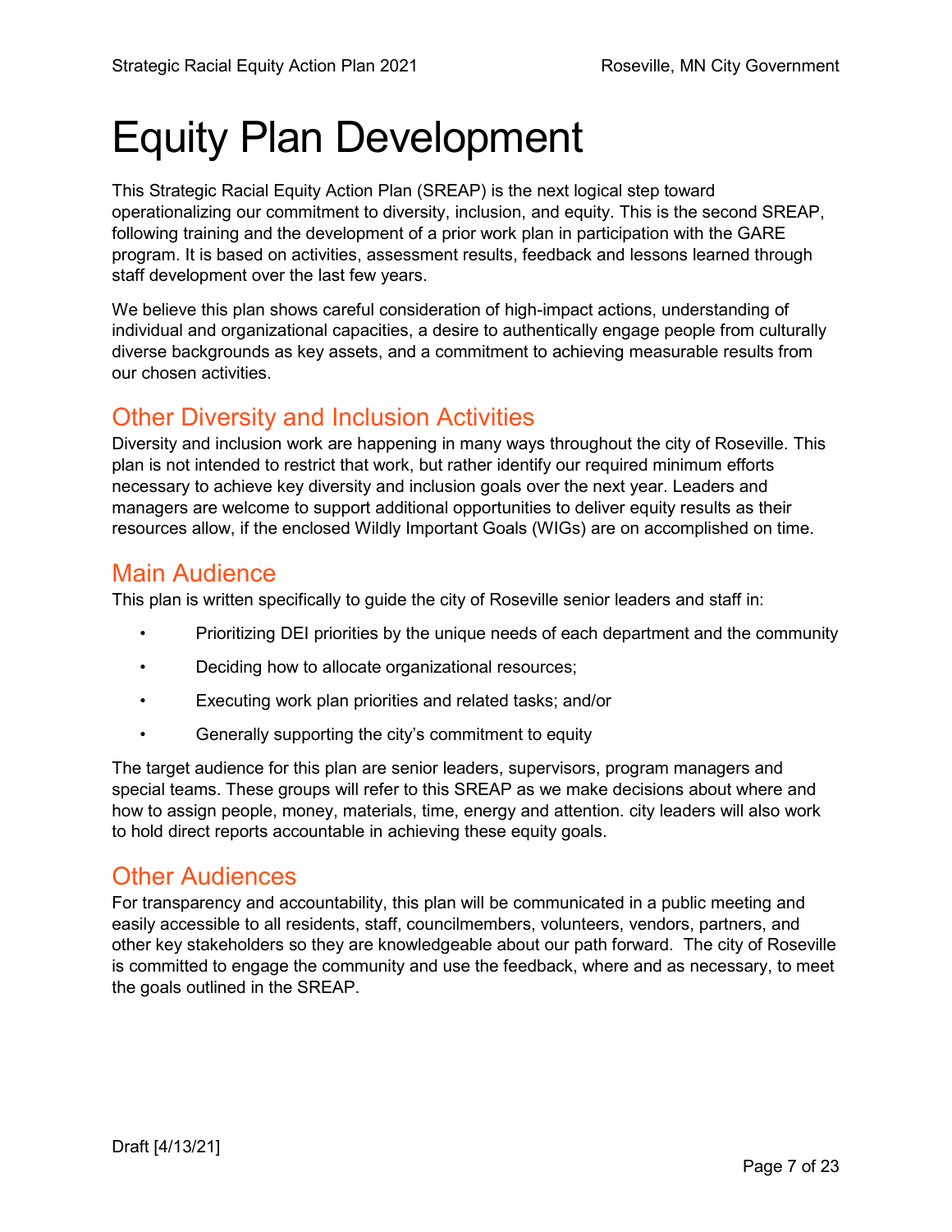# Equity Plan Development

This Strategic Racial Equity Action Plan (SREAP) is the next logical step toward operationalizing our commitment to diversity, inclusion, and equity. This is the second SREAP, following training and the development of a prior work plan in participation with the GARE program. It is based on activities, assessment results, feedback and lessons learned through staff development over the last few years.

We believe this plan shows careful consideration of high-impact actions, understanding of individual and organizational capacities, a desire to authentically engage people from culturally diverse backgrounds as key assets, and a commitment to achieving measurable results from our chosen activities.

## Other Diversity and Inclusion Activities

Diversity and inclusion work are happening in many ways throughout the city of Roseville. This plan is not intended to restrict that work, but rather identify our required minimum efforts necessary to achieve key diversity and inclusion goals over the next year. Leaders and managers are welcome to support additional opportunities to deliver equity results as their resources allow, if the enclosed Wildly Important Goals (WIGs) are on accomplished on time.

## Main Audience

This plan is written specifically to guide the city of Roseville senior leaders and staff in:

- Prioritizing DEI priorities by the unique needs of each department and the community
- Deciding how to allocate organizational resources;
- Executing work plan priorities and related tasks; and/or
- Generally supporting the city's commitment to equity

The target audience for this plan are senior leaders, supervisors, program managers and special teams. These groups will refer to this SREAP as we make decisions about where and how to assign people, money, materials, time, energy and attention. city leaders will also work to hold direct reports accountable in achieving these equity goals.

## Other Audiences

For transparency and accountability, this plan will be communicated in a public meeting and easily accessible to all residents, staff, councilmembers, volunteers, vendors, partners, and other key stakeholders so they are knowledgeable about our path forward. The city of Roseville is committed to engage the community and use the feedback, where and as necessary, to meet the goals outlined in the SREAP.

Draft [4/13/21]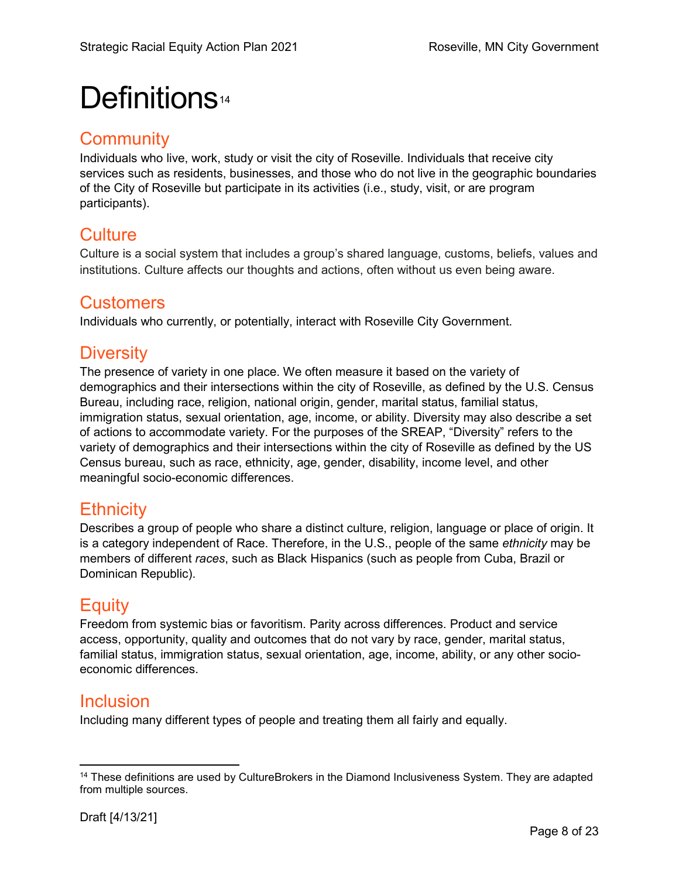# Definitions[14]

## Community

Individuals who live, work, study or visit the city of Roseville. Individuals that receive city services such as residents, businesses, and those who do not live in the geographic boundaries of the City of Roseville but participate in its activities (i.e., study, visit, or are program participants).

## Culture

Culture is a social system that includes a group's shared language, customs, beliefs, values and institutions. Culture affects our thoughts and actions, often without us even being aware.

## Customers

Individuals who currently, or potentially, interact with Roseville City Government.

## Diversity

The presence of variety in one place. We often measure it based on the variety of demographics and their intersections within the city of Roseville, as defined by the U.S. Census Bureau, including race, religion, national origin, gender, marital status, familial status, immigration status, sexual orientation, age, income, or ability. Diversity may also describe a set of actions to accommodate variety. For the purposes of the SREAP, "Diversity" refers to the variety of demographics and their intersections within the city of Roseville as defined by the US Census bureau, such as race, ethnicity, age, gender, disability, income level, and other meaningful socio-economic differences.

## Ethnicity

Describes a group of people who share a distinct culture, religion, language or place of origin. It is a category independent of Race. Therefore, in the U.S., people of the same *ethnicity* may be members of different *races*, such as Black Hispanics (such as people from Cuba, Brazil or Dominican Republic).

## Equity

Freedom from systemic bias or favoritism. Parity across differences. Product and service access, opportunity, quality and outcomes that do not vary by race, gender, marital status, familial status, immigration status, sexual orientation, age, income, ability, or any other socio-economic differences.

## Inclusion

Including many different types of people and treating them all fairly and equally.

---

[14] These definitions are used by CultureBrokers in the Diamond Inclusiveness System. They are adapted from multiple sources.

Draft [4/13/21]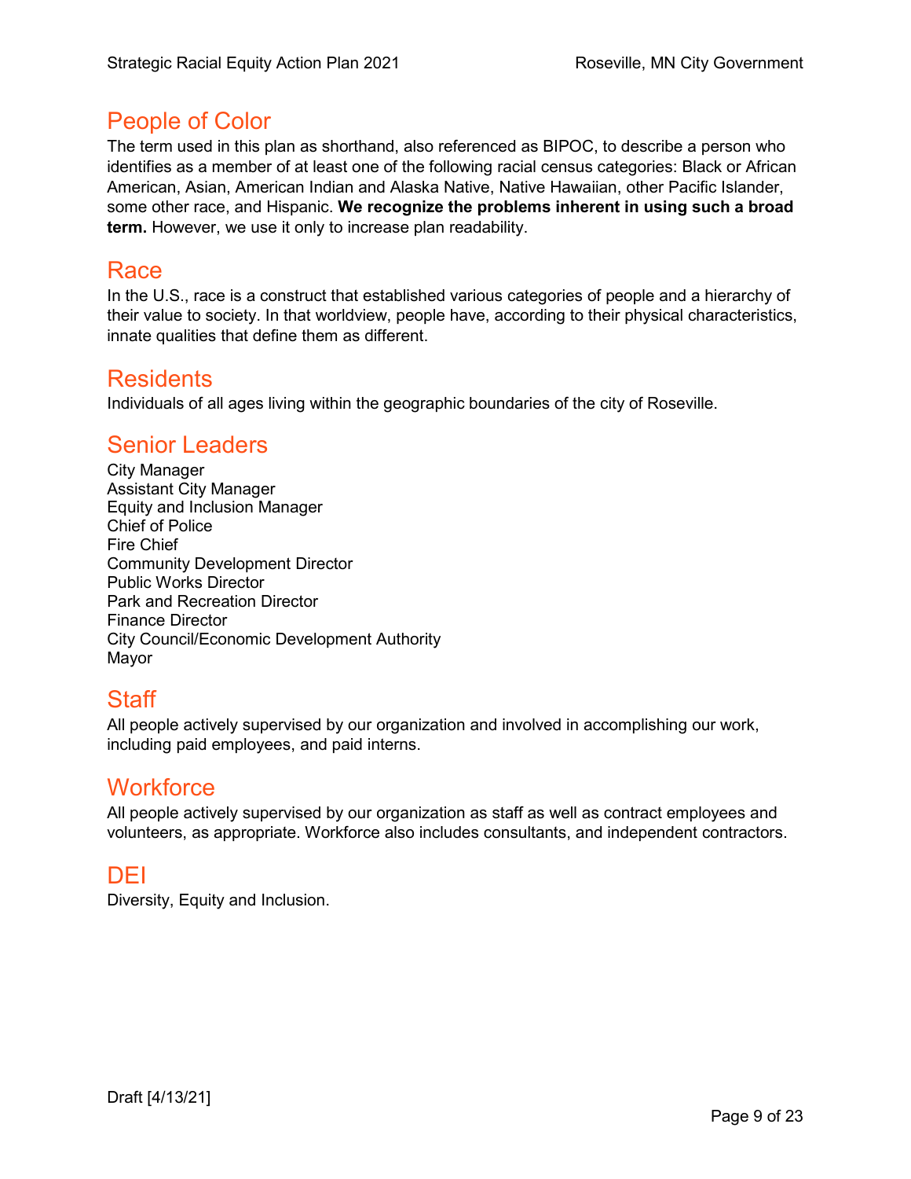## People of Color

The term used in this plan as shorthand, also referenced as BIPOC, to describe a person who identifies as a member of at least one of the following racial census categories: Black or African American, Asian, American Indian and Alaska Native, Native Hawaiian, other Pacific Islander, some other race, and Hispanic. **We recognize the problems inherent in using such a broad term.** However, we use it only to increase plan readability.

## Race

In the U.S., race is a construct that established various categories of people and a hierarchy of their value to society. In that worldview, people have, according to their physical characteristics, innate qualities that define them as different.

## Residents

Individuals of all ages living within the geographic boundaries of the city of Roseville.

## Senior Leaders

City Manager
Assistant City Manager
Equity and Inclusion Manager
Chief of Police
Fire Chief
Community Development Director
Public Works Director
Park and Recreation Director
Finance Director
City Council/Economic Development Authority
Mayor

## Staff

All people actively supervised by our organization and involved in accomplishing our work, including paid employees, and paid interns.

## Workforce

All people actively supervised by our organization as staff as well as contract employees and volunteers, as appropriate. Workforce also includes consultants, and independent contractors.

## DEI

Diversity, Equity and Inclusion.

Draft [4/13/21]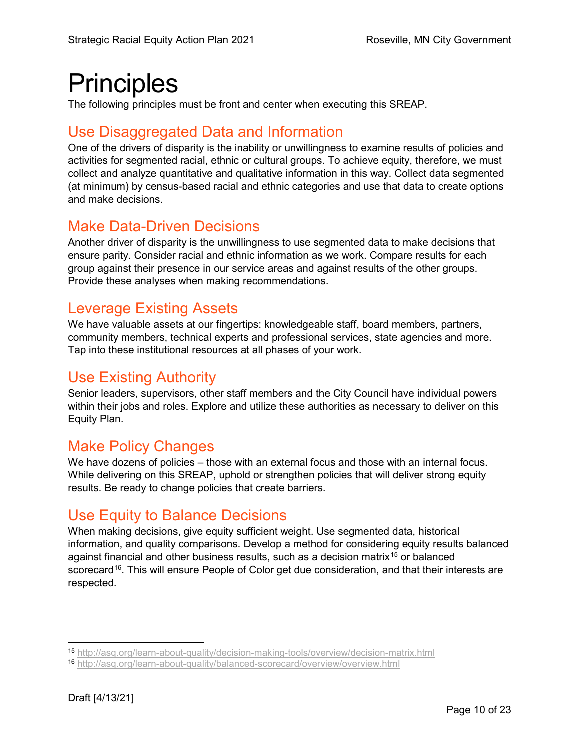# Principles

The following principles must be front and center when executing this SREAP.

## Use Disaggregated Data and Information

One of the drivers of disparity is the inability or unwillingness to examine results of policies and activities for segmented racial, ethnic or cultural groups. To achieve equity, therefore, we must collect and analyze quantitative and qualitative information in this way. Collect data segmented (at minimum) by census-based racial and ethnic categories and use that data to create options and make decisions.

## Make Data-Driven Decisions

Another driver of disparity is the unwillingness to use segmented data to make decisions that ensure parity. Consider racial and ethnic information as we work. Compare results for each group against their presence in our service areas and against results of the other groups. Provide these analyses when making recommendations.

## Leverage Existing Assets

We have valuable assets at our fingertips: knowledgeable staff, board members, partners, community members, technical experts and professional services, state agencies and more. Tap into these institutional resources at all phases of your work.

## Use Existing Authority

Senior leaders, supervisors, other staff members and the City Council have individual powers within their jobs and roles. Explore and utilize these authorities as necessary to deliver on this Equity Plan.

## Make Policy Changes

We have dozens of policies – those with an external focus and those with an internal focus. While delivering on this SREAP, uphold or strengthen policies that will deliver strong equity results. Be ready to change policies that create barriers.

## Use Equity to Balance Decisions

When making decisions, give equity sufficient weight. Use segmented data, historical information, and quality comparisons. Develop a method for considering equity results balanced against financial and other business results, such as a decision matrix[15] or balanced scorecard[16]. This will ensure People of Color get due consideration, and that their interests are respected.

---

[15] http://asq.org/learn-about-quality/decision-making-tools/overview/decision-matrix.html

[16] http://asq.org/learn-about-quality/balanced-scorecard/overview/overview.html

Draft [4/13/21]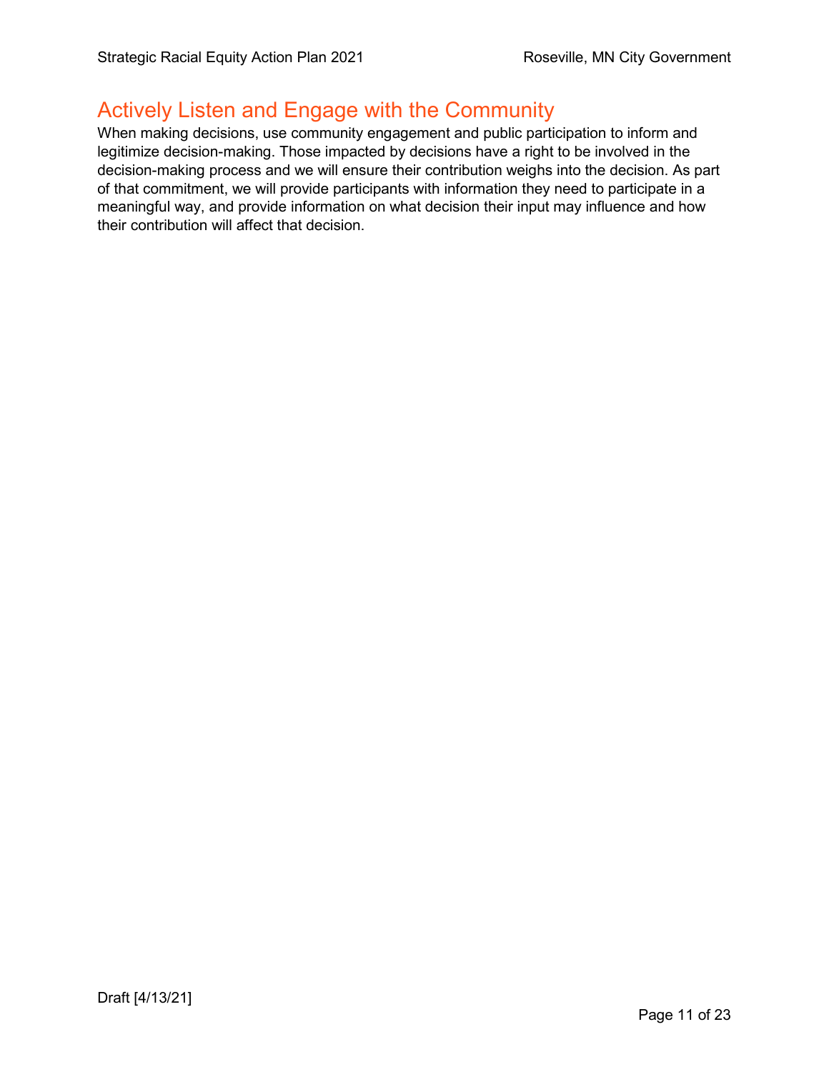## Actively Listen and Engage with the Community

When making decisions, use community engagement and public participation to inform and legitimize decision-making. Those impacted by decisions have a right to be involved in the decision-making process and we will ensure their contribution weighs into the decision. As part of that commitment, we will provide participants with information they need to participate in a meaningful way, and provide information on what decision their input may influence and how their contribution will affect that decision.

Draft [4/13/21]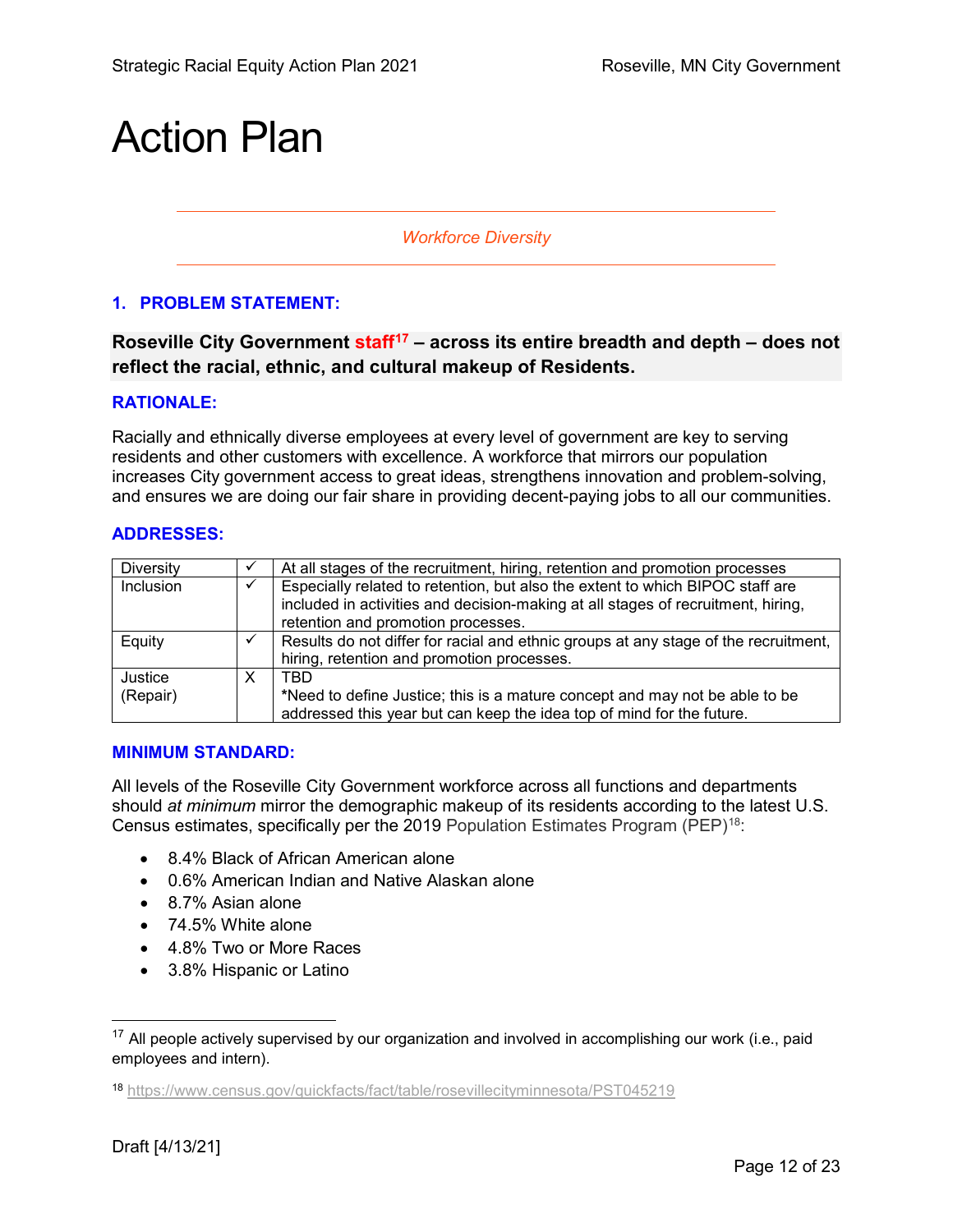# Action Plan

*Workforce Diversity*

### 1. PROBLEM STATEMENT:

**Roseville City Government staff[17] – across its entire breadth and depth – does not reflect the racial, ethnic, and cultural makeup of Residents.**

### RATIONALE:

Racially and ethnically diverse employees at every level of government are key to serving residents and other customers with excellence. A workforce that mirrors our population increases City government access to great ideas, strengthens innovation and problem-solving, and ensures we are doing our fair share in providing decent-paying jobs to all our communities.

### ADDRESSES:

| | | |
|---|---|---|
| Diversity | ✓ | At all stages of the recruitment, hiring, retention and promotion processes |
| Inclusion | ✓ | Especially related to retention, but also the extent to which BIPOC staff are included in activities and decision-making at all stages of recruitment, hiring, retention and promotion processes. |
| Equity | ✓ | Results do not differ for racial and ethnic groups at any stage of the recruitment, hiring, retention and promotion processes. |
| Justice (Repair) | X | TBD<br>***Need to define Justice**; this is a mature concept and may not be able to be addressed this year but can keep the idea top of mind for the future. |

### MINIMUM STANDARD:

All levels of the Roseville City Government workforce across all functions and departments should *at minimum* mirror the demographic makeup of its residents according to the latest U.S. Census estimates, specifically per the 2019 Population Estimates Program (PEP)[18]:

- 8.4% Black of African American alone
- 0.6% American Indian and Native Alaskan alone
- 8.7% Asian alone
- 74.5% White alone
- 4.8% Two or More Races
- 3.8% Hispanic or Latino

---

[17] All people actively supervised by our organization and involved in accomplishing our work (i.e., paid employees and intern).

[18] https://www.census.gov/quickfacts/fact/table/rosevillecityminnesota/PST045219

Draft [4/13/21]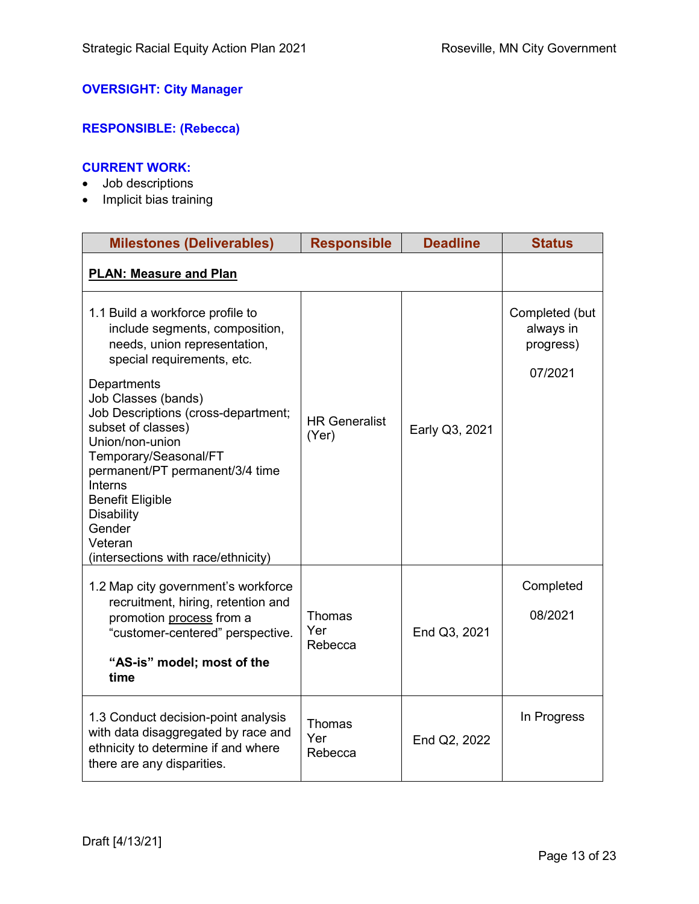**OVERSIGHT: City Manager**

**RESPONSIBLE: (Rebecca)**

**CURRENT WORK:**

- Job descriptions
- Implicit bias training

| Milestones (Deliverables) | Responsible | Deadline | Status |
|---|---|---|---|
| **PLAN: Measure and Plan** | | | |
| 1.1 Build a workforce profile to include segments, composition, needs, union representation, special requirements, etc.<br><br>Departments<br>Job Classes (bands)<br>Job Descriptions (cross-department; subset of classes)<br>Union/non-union<br>Temporary/Seasonal/FT permanent/PT permanent/3/4 time<br>Interns<br>Benefit Eligible<br>Disability<br>Gender<br>Veteran<br>(intersections with race/ethnicity) | HR Generalist (Yer) | Early Q3, 2021 | Completed (but always in progress)<br><br>07/2021 |
| 1.2 Map city government's workforce recruitment, hiring, retention and promotion process from a "customer-centered" perspective.<br><br>**"AS-is" model; most of the time** | Thomas<br>Yer<br>Rebecca | End Q3, 2021 | Completed<br><br>08/2021 |
| 1.3 Conduct decision-point analysis with data disaggregated by race and ethnicity to determine if and where there are any disparities. | Thomas<br>Yer<br>Rebecca | End Q2, 2022 | In Progress |

Draft [4/13/21]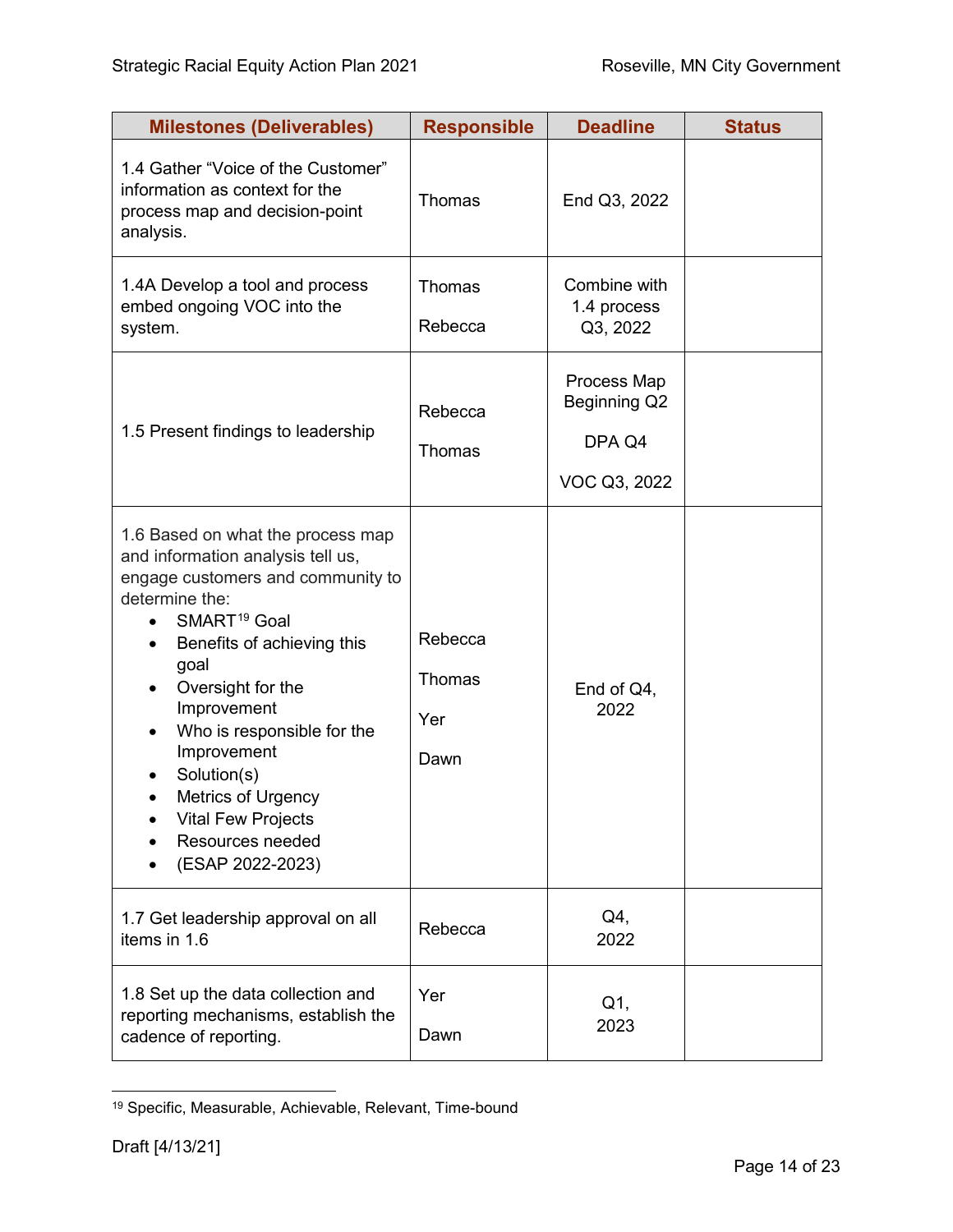| Milestones (Deliverables) | Responsible | Deadline | Status |
|---|---|---|---|
| 1.4 Gather "Voice of the Customer" information as context for the process map and decision-point analysis. | Thomas | End Q3, 2022 | |
| 1.4A Develop a tool and process embed ongoing VOC into the system. | Thomas<br><br>Rebecca | Combine with 1.4 process Q3, 2022 | |
| 1.5 Present findings to leadership | Rebecca<br><br>Thomas | Process Map Beginning Q2<br><br>DPA Q4<br><br>VOC Q3, 2022 | |
| 1.6 Based on what the process map and information analysis tell us, engage customers and community to determine the:<br>• SMART[19] Goal<br>• Benefits of achieving this goal<br>• Oversight for the Improvement<br>• Who is responsible for the Improvement<br>• Solution(s)<br>• Metrics of Urgency<br>• Vital Few Projects<br>• Resources needed<br>• (ESAP 2022-2023) | Rebecca<br><br>Thomas<br><br>Yer<br><br>Dawn | End of Q4, 2022 | |
| 1.7 Get leadership approval on all items in 1.6 | Rebecca | Q4, 2022 | |
| 1.8 Set up the data collection and reporting mechanisms, establish the cadence of reporting. | Yer<br><br>Dawn | Q1, 2023 | |

[19] Specific, Measurable, Achievable, Relevant, Time-bound

Draft [4/13/21]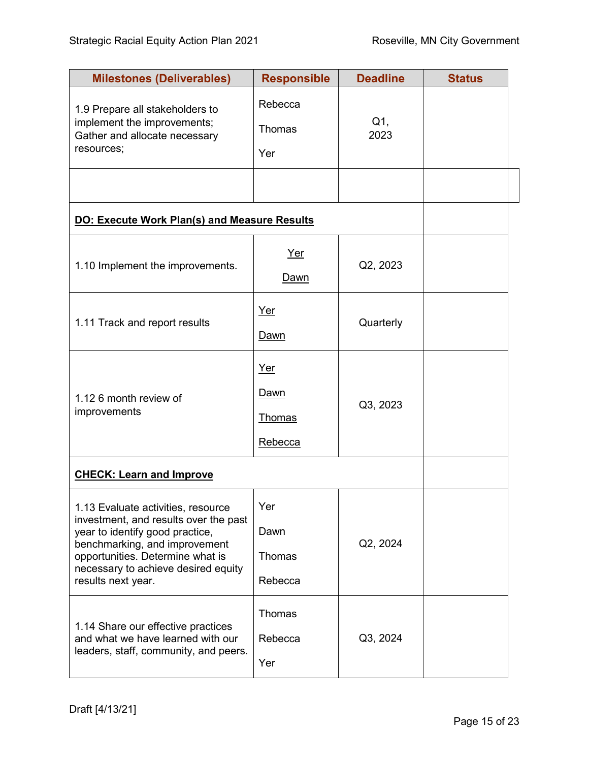| Milestones (Deliverables) | Responsible | Deadline | Status |
|---|---|---|---|
| 1.9 Prepare all stakeholders to implement the improvements; Gather and allocate necessary resources; | Rebecca<br>Thomas<br>Yer | Q1, 2023 | |
| | | | |
| **DO: Execute Work Plan(s) and Measure Results** | | | |
| 1.10 Implement the improvements. | Yer<br>Dawn | Q2, 2023 | |
| 1.11 Track and report results | Yer<br>Dawn | Quarterly | |
| 1.12 6 month review of improvements | Yer<br>Dawn<br>Thomas<br>Rebecca | Q3, 2023 | |
| **CHECK: Learn and Improve** | | | |
| 1.13 Evaluate activities, resource investment, and results over the past year to identify good practice, benchmarking, and improvement opportunities. Determine what is necessary to achieve desired equity results next year. | Yer<br>Dawn<br>Thomas<br>Rebecca | Q2, 2024 | |
| 1.14 Share our effective practices and what we have learned with our leaders, staff, community, and peers. | Thomas<br>Rebecca<br>Yer | Q3, 2024 | |

Draft [4/13/21]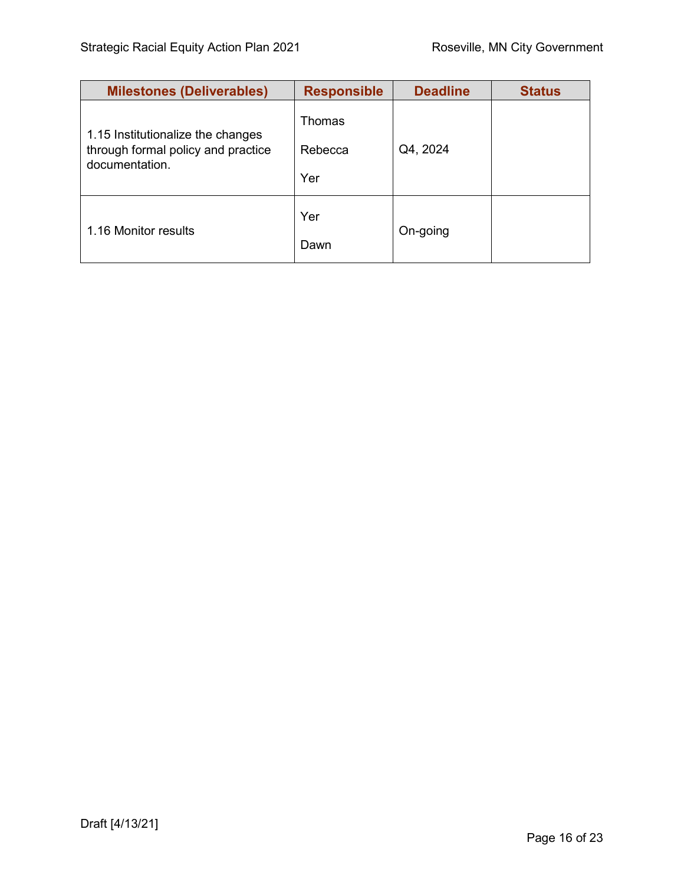| Milestones (Deliverables) | Responsible | Deadline | Status |
|---|---|---|---|
| 1.15 Institutionalize the changes through formal policy and practice documentation. | Thomas<br>Rebecca<br>Yer | Q4, 2024 | |
| 1.16 Monitor results | Yer<br>Dawn | On-going | |

Draft [4/13/21]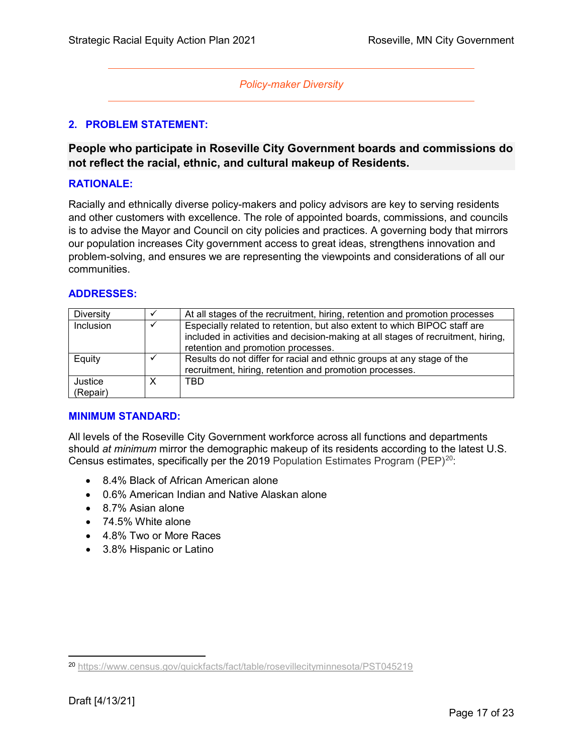*Policy-maker Diversity*

## 2. PROBLEM STATEMENT:

**People who participate in Roseville City Government boards and commissions do not reflect the racial, ethnic, and cultural makeup of Residents.**

### RATIONALE:

Racially and ethnically diverse policy-makers and policy advisors are key to serving residents and other customers with excellence. The role of appointed boards, commissions, and councils is to advise the Mayor and Council on city policies and practices. A governing body that mirrors our population increases City government access to great ideas, strengthens innovation and problem-solving, and ensures we are representing the viewpoints and considerations of all our communities.

### ADDRESSES:

| | | |
|---|---|---|
| Diversity | ✓ | At all stages of the recruitment, hiring, retention and promotion processes |
| Inclusion | ✓ | Especially related to retention, but also extent to which BIPOC staff are included in activities and decision-making at all stages of recruitment, hiring, retention and promotion processes. |
| Equity | ✓ | Results do not differ for racial and ethnic groups at any stage of the recruitment, hiring, retention and promotion processes. |
| Justice (Repair) | X | TBD |

### MINIMUM STANDARD:

All levels of the Roseville City Government workforce across all functions and departments should *at minimum* mirror the demographic makeup of its residents according to the latest U.S. Census estimates, specifically per the 2019 Population Estimates Program (PEP)[20]:

- 8.4% Black of African American alone
- 0.6% American Indian and Native Alaskan alone
- 8.7% Asian alone
- 74.5% White alone
- 4.8% Two or More Races
- 3.8% Hispanic or Latino

---

[20] https://www.census.gov/quickfacts/fact/table/rosevillecityminnesota/PST045219

Draft [4/13/21]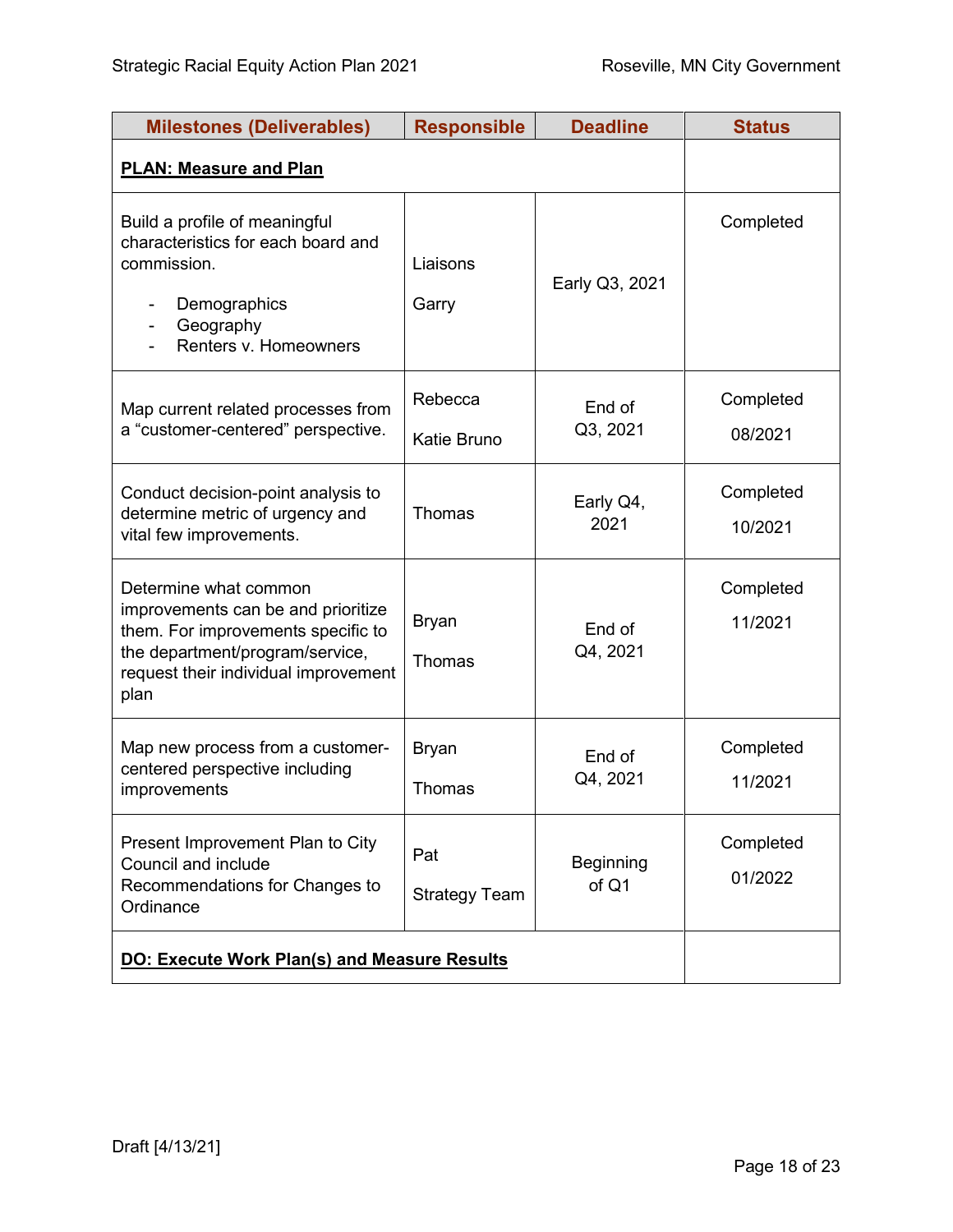| Milestones (Deliverables) | Responsible | Deadline | Status |
|---|---|---|---|
| **PLAN: Measure and Plan** | | | |
| Build a profile of meaningful characteristics for each board and commission.<br>- Demographics<br>- Geography<br>- Renters v. Homeowners | Liaisons<br>Garry | Early Q3, 2021 | Completed |
| Map current related processes from a "customer-centered" perspective. | Rebecca<br>Katie Bruno | End of Q3, 2021 | Completed<br>08/2021 |
| Conduct decision-point analysis to determine metric of urgency and vital few improvements. | Thomas | Early Q4, 2021 | Completed<br>10/2021 |
| Determine what common improvements can be and prioritize them. For improvements specific to the department/program/service, request their individual improvement plan | Bryan<br>Thomas | End of Q4, 2021 | Completed<br>11/2021 |
| Map new process from a customer-centered perspective including improvements | Bryan<br>Thomas | End of Q4, 2021 | Completed<br>11/2021 |
| Present Improvement Plan to City Council and include Recommendations for Changes to Ordinance | Pat<br>Strategy Team | Beginning of Q1 | Completed<br>01/2022 |
| **DO: Execute Work Plan(s) and Measure Results** | | | |

Draft [4/13/21]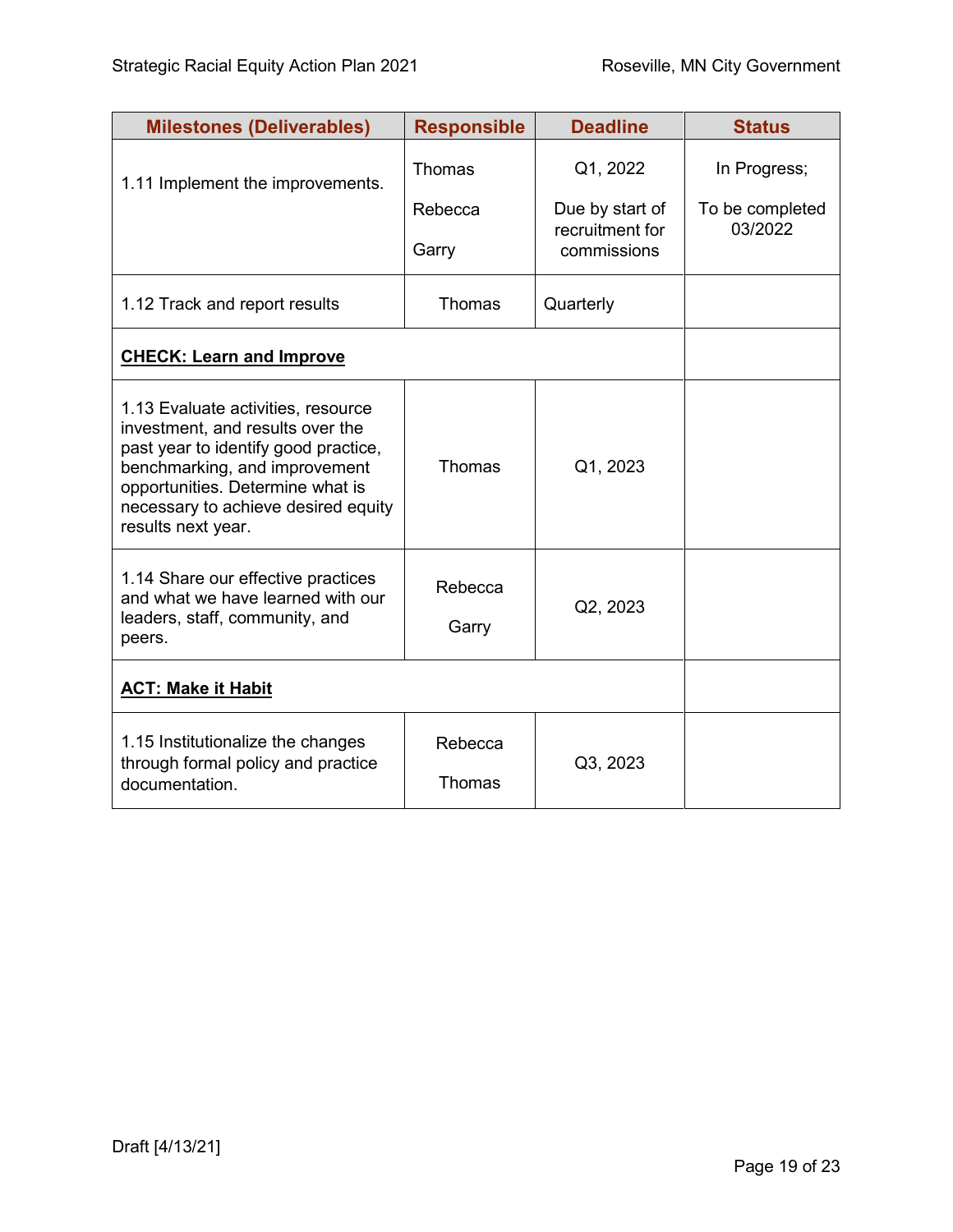| Milestones (Deliverables) | Responsible | Deadline | Status |
|---|---|---|---|
| 1.11 Implement the improvements. | Thomas<br>Rebecca<br>Garry | Q1, 2022<br>Due by start of recruitment for commissions | In Progress;<br>To be completed 03/2022 |
| 1.12 Track and report results | Thomas | Quarterly | |
| **CHECK: Learn and Improve** | | | |
| 1.13 Evaluate activities, resource investment, and results over the past year to identify good practice, benchmarking, and improvement opportunities. Determine what is necessary to achieve desired equity results next year. | Thomas | Q1, 2023 | |
| 1.14 Share our effective practices and what we have learned with our leaders, staff, community, and peers. | Rebecca<br>Garry | Q2, 2023 | |
| **ACT: Make it Habit** | | | |
| 1.15 Institutionalize the changes through formal policy and practice documentation. | Rebecca<br>Thomas | Q3, 2023 | |

Draft [4/13/21]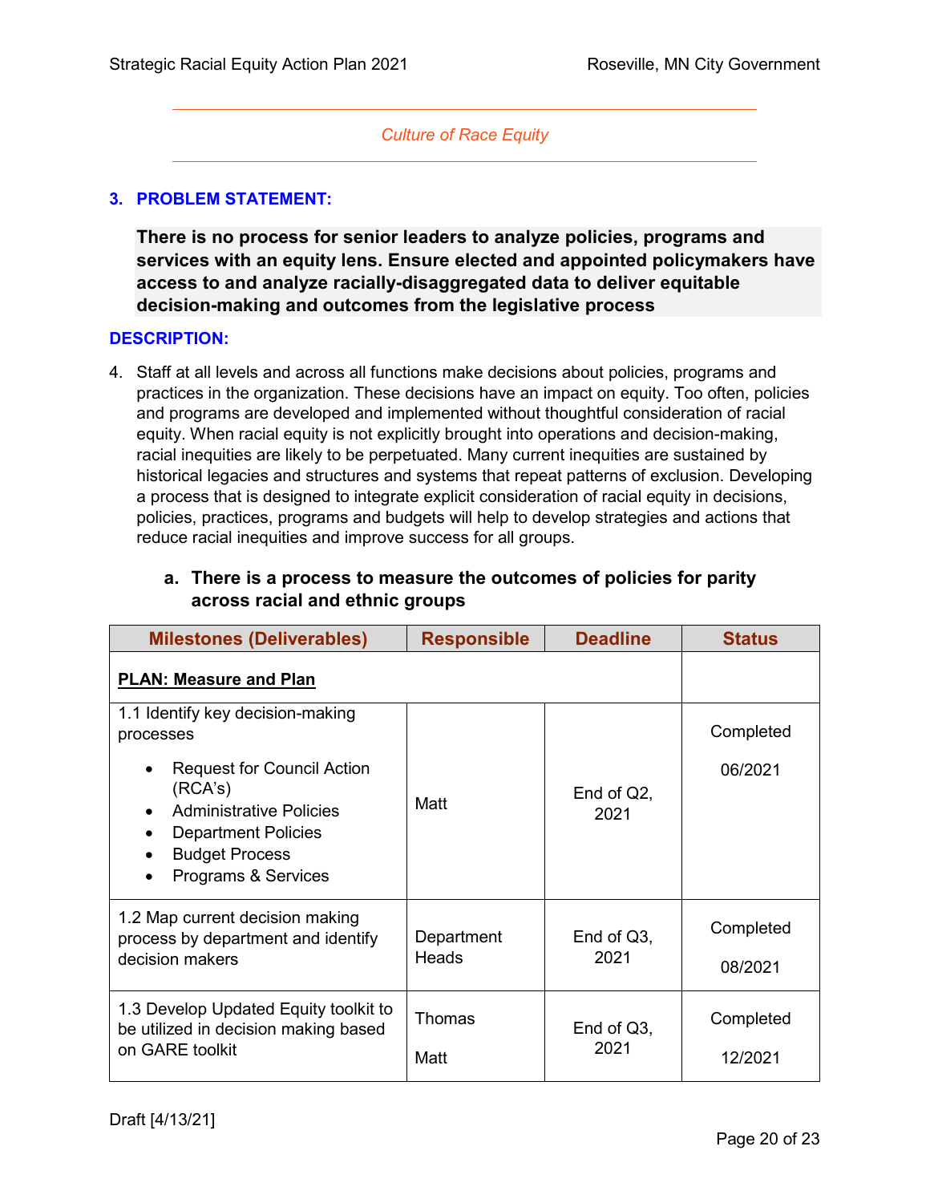*Culture of Race Equity*

### 3. PROBLEM STATEMENT:

**There is no process for senior leaders to analyze policies, programs and services with an equity lens. Ensure elected and appointed policymakers have access to and analyze racially-disaggregated data to deliver equitable decision-making and outcomes from the legislative process**

### DESCRIPTION:

4. Staff at all levels and across all functions make decisions about policies, programs and practices in the organization. These decisions have an impact on equity. Too often, policies and programs are developed and implemented without thoughtful consideration of racial equity. When racial equity is not explicitly brought into operations and decision-making, racial inequities are likely to be perpetuated. Many current inequities are sustained by historical legacies and structures and systems that repeat patterns of exclusion. Developing a process that is designed to integrate explicit consideration of racial equity in decisions, policies, practices, programs and budgets will help to develop strategies and actions that reduce racial inequities and improve success for all groups.

#### a. There is a process to measure the outcomes of policies for parity across racial and ethnic groups

| Milestones (Deliverables) | Responsible | Deadline | Status |
|---|---|---|---|
| **PLAN: Measure and Plan** | | | |
| 1.1 Identify key decision-making processes<br>• Request for Council Action (RCA's)<br>• Administrative Policies<br>• Department Policies<br>• Budget Process<br>• Programs & Services | Matt | End of Q2, 2021 | Completed<br>06/2021 |
| 1.2 Map current decision making process by department and identify decision makers | Department Heads | End of Q3, 2021 | Completed<br>08/2021 |
| 1.3 Develop Updated Equity toolkit to be utilized in decision making based on GARE toolkit | Thomas<br>Matt | End of Q3, 2021 | Completed<br>12/2021 |

Draft [4/13/21]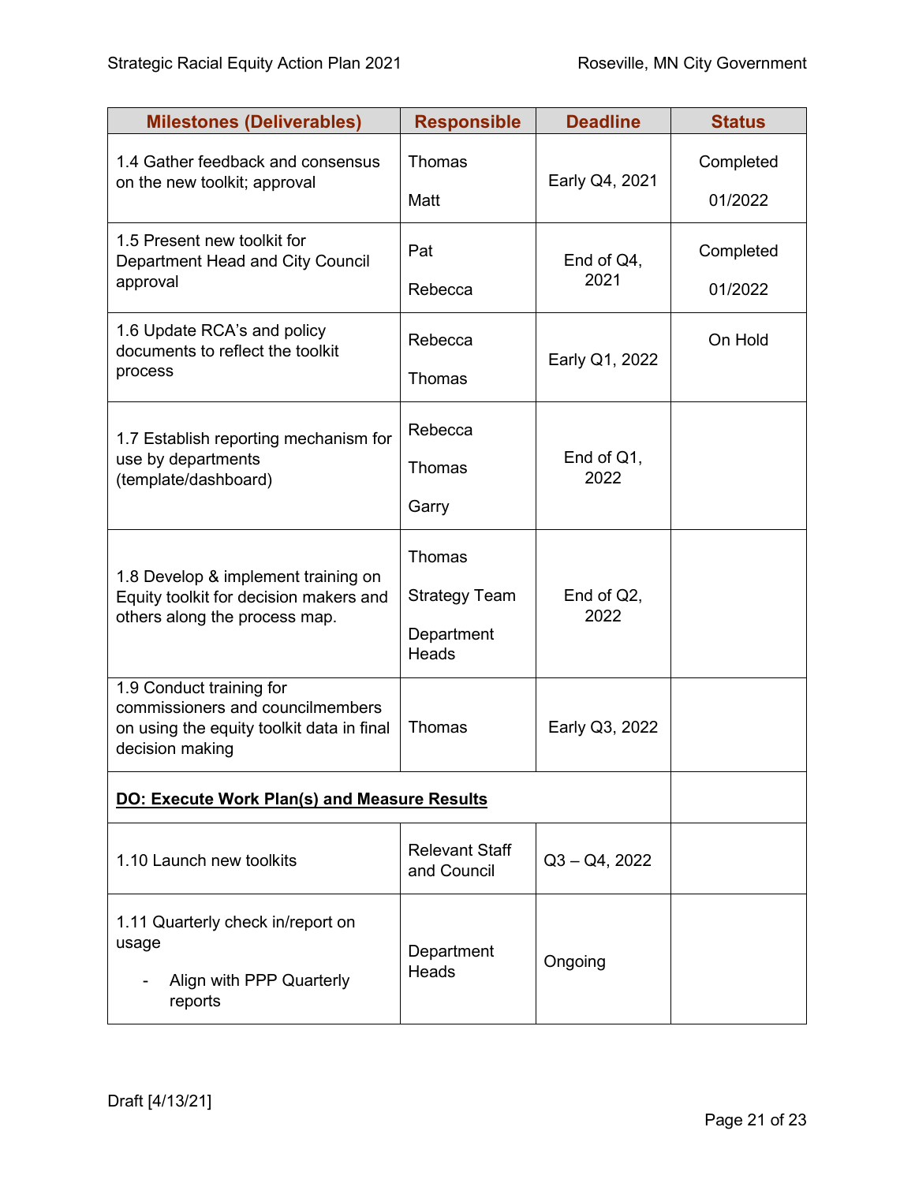| Milestones (Deliverables) | Responsible | Deadline | Status |
|---|---|---|---|
| 1.4 Gather feedback and consensus on the new toolkit; approval | Thomas<br><br>Matt | Early Q4, 2021 | Completed<br><br>01/2022 |
| 1.5 Present new toolkit for Department Head and City Council approval | Pat<br><br>Rebecca | End of Q4, 2021 | Completed<br><br>01/2022 |
| 1.6 Update RCA's and policy documents to reflect the toolkit process | Rebecca<br><br>Thomas | Early Q1, 2022 | On Hold |
| 1.7 Establish reporting mechanism for use by departments (template/dashboard) | Rebecca<br><br>Thomas<br><br>Garry | End of Q1, 2022 | |
| 1.8 Develop & implement training on Equity toolkit for decision makers and others along the process map. | Thomas<br><br>Strategy Team<br><br>Department Heads | End of Q2, 2022 | |
| 1.9 Conduct training for commissioners and councilmembers on using the equity toolkit data in final decision making | Thomas | Early Q3, 2022 | |
| **DO: Execute Work Plan(s) and Measure Results** | | | |
| 1.10 Launch new toolkits | Relevant Staff and Council | Q3 – Q4, 2022 | |
| 1.11 Quarterly check in/report on usage<br>- Align with PPP Quarterly reports | Department Heads | Ongoing | |

Draft [4/13/21]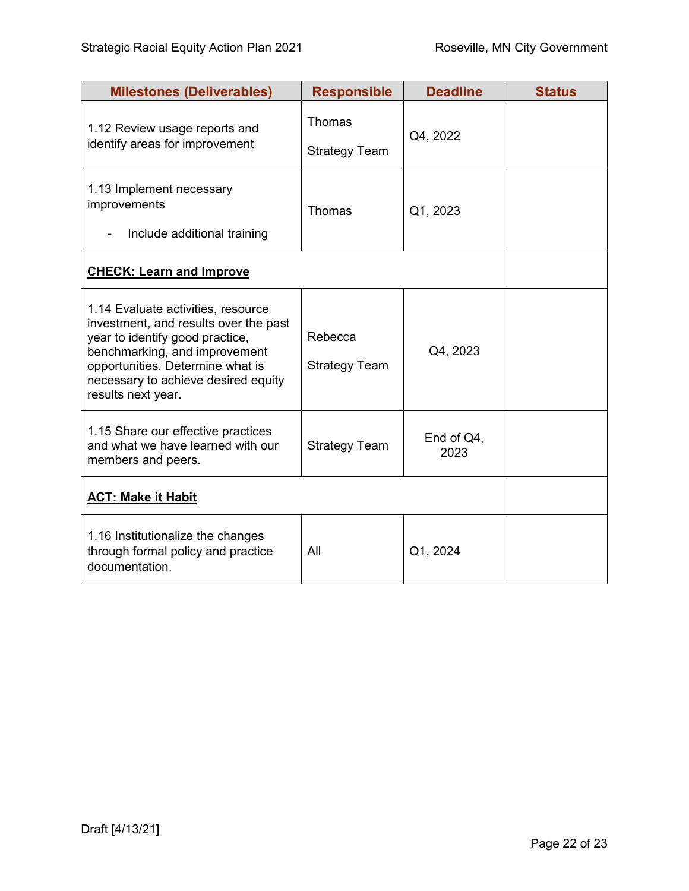| Milestones (Deliverables) | Responsible | Deadline | Status |
| --- | --- | --- | --- |
| 1.12 Review usage reports and identify areas for improvement | Thomas<br><br>Strategy Team | Q4, 2022 | |
| 1.13 Implement necessary improvements<br><br>- Include additional training | Thomas | Q1, 2023 | |
| **CHECK: Learn and Improve** | | | |
| 1.14 Evaluate activities, resource investment, and results over the past year to identify good practice, benchmarking, and improvement opportunities. Determine what is necessary to achieve desired equity results next year. | Rebecca<br><br>Strategy Team | Q4, 2023 | |
| 1.15 Share our effective practices and what we have learned with our members and peers. | Strategy Team | End of Q4, 2023 | |
| **ACT: Make it Habit** | | | |
| 1.16 Institutionalize the changes through formal policy and practice documentation. | All | Q1, 2024 | |

Draft [4/13/21]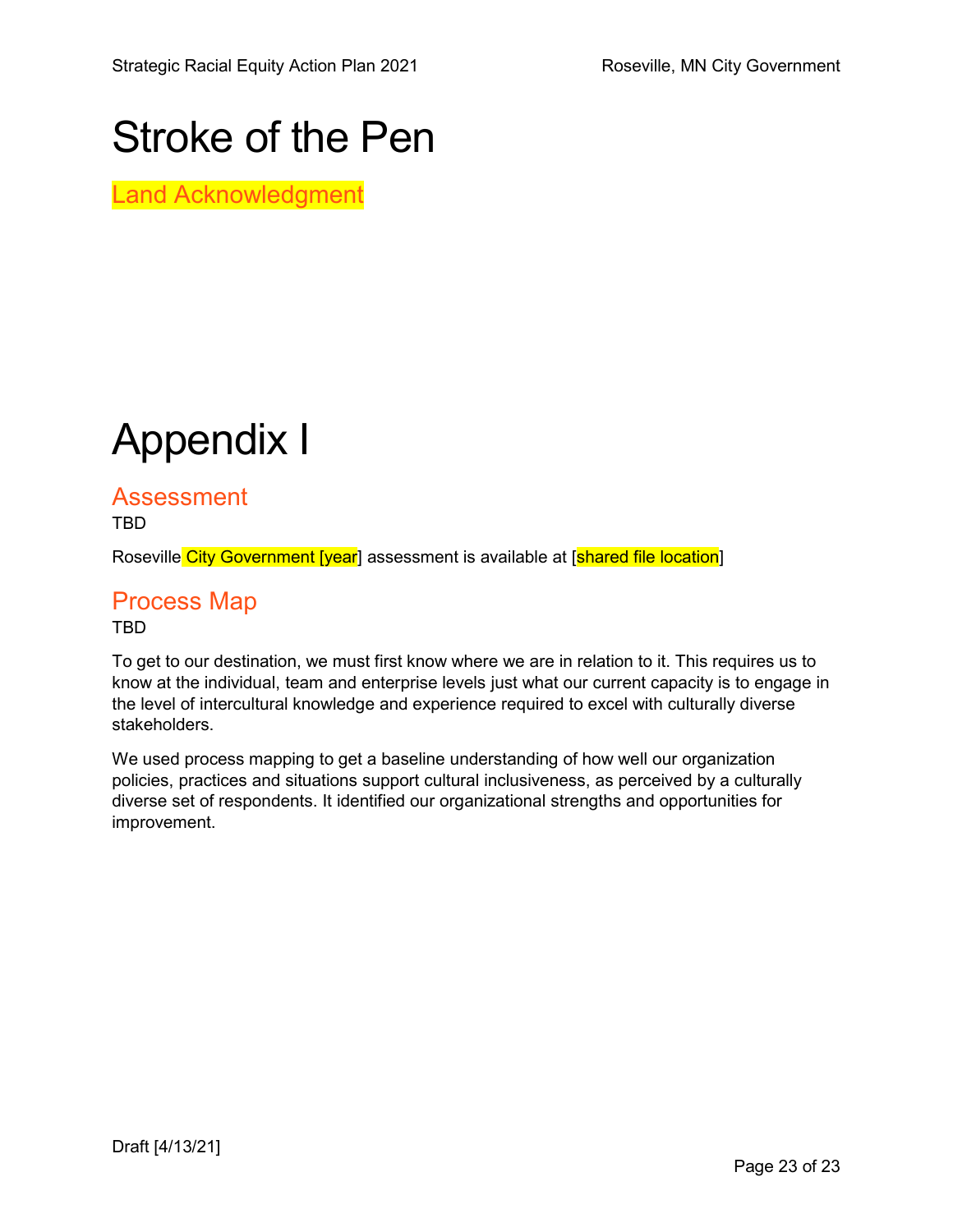# Stroke of the Pen

## Land Acknowledgment

# Appendix I

## Assessment

TBD

Roseville City Government [year] assessment is available at [shared file location]

## Process Map

TBD

To get to our destination, we must first know where we are in relation to it. This requires us to know at the individual, team and enterprise levels just what our current capacity is to engage in the level of intercultural knowledge and experience required to excel with culturally diverse stakeholders.

We used process mapping to get a baseline understanding of how well our organization policies, practices and situations support cultural inclusiveness, as perceived by a culturally diverse set of respondents. It identified our organizational strengths and opportunities for improvement.

Draft [4/13/21]